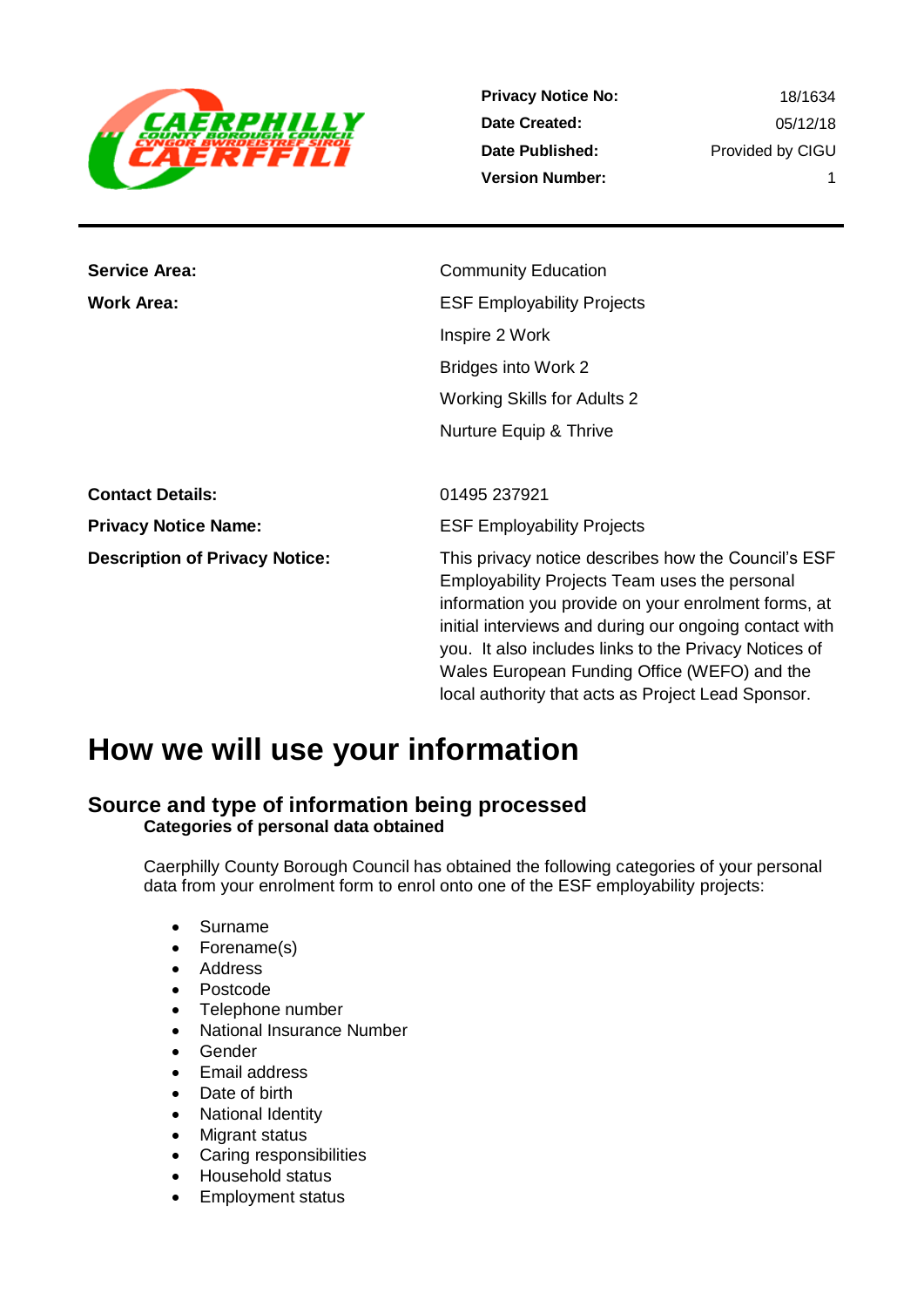| | |
|---|---|
| **Privacy Notice No:** | 18/1634 |
| **Date Created:** | 05/12/18 |
| **Date Published:** | Provided by CIGU |
| **Version Number:** | 1 |

---

| | |
|---|---|
| **Service Area:** | Community Education |
| **Work Area:** | ESF Employability Projects<br>Inspire 2 Work<br>Bridges into Work 2<br>Working Skills for Adults 2<br>Nurture Equip & Thrive |
| **Contact Details:** | 01495 237921 |
| **Privacy Notice Name:** | ESF Employability Projects |
| **Description of Privacy Notice:** | This privacy notice describes how the Council's ESF Employability Projects Team uses the personal information you provide on your enrolment forms, at initial interviews and during our ongoing contact with you. It also includes links to the Privacy Notices of Wales European Funding Office (WEFO) and the local authority that acts as Project Lead Sponsor. |

# How we will use your information

## Source and type of information being processed

### Categories of personal data obtained

Caerphilly County Borough Council has obtained the following categories of your personal data from your enrolment form to enrol onto one of the ESF employability projects:

- Surname
- Forename(s)
- Address
- Postcode
- Telephone number
- National Insurance Number
- Gender
- Email address
- Date of birth
- National Identity
- Migrant status
- Caring responsibilities
- Household status
- Employment status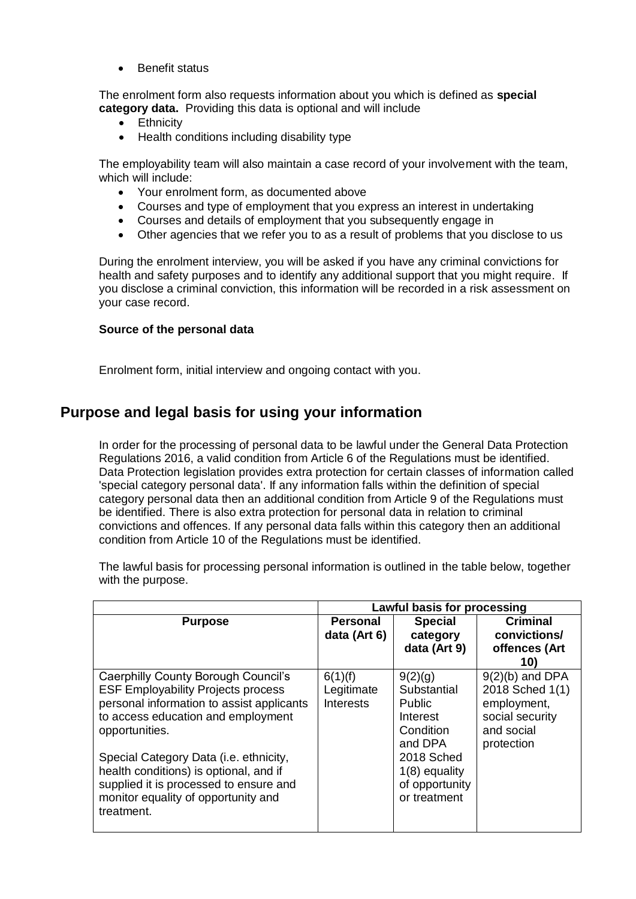- Benefit status

The enrolment form also requests information about you which is defined as **special category data.** Providing this data is optional and will include

- Ethnicity
- Health conditions including disability type

The employability team will also maintain a case record of your involvement with the team, which will include:

- Your enrolment form, as documented above
- Courses and type of employment that you express an interest in undertaking
- Courses and details of employment that you subsequently engage in
- Other agencies that we refer you to as a result of problems that you disclose to us

During the enrolment interview, you will be asked if you have any criminal convictions for health and safety purposes and to identify any additional support that you might require. If you disclose a criminal conviction, this information will be recorded in a risk assessment on your case record.

**Source of the personal data**

Enrolment form, initial interview and ongoing contact with you.

## Purpose and legal basis for using your information

In order for the processing of personal data to be lawful under the General Data Protection Regulations 2016, a valid condition from Article 6 of the Regulations must be identified. Data Protection legislation provides extra protection for certain classes of information called 'special category personal data'. If any information falls within the definition of special category personal data then an additional condition from Article 9 of the Regulations must be identified. There is also extra protection for personal data in relation to criminal convictions and offences. If any personal data falls within this category then an additional condition from Article 10 of the Regulations must be identified.

The lawful basis for processing personal information is outlined in the table below, together with the purpose.

| | **Lawful basis for processing** | | |
|---|---|---|---|
| **Purpose** | **Personal data (Art 6)** | **Special category data (Art 9)** | **Criminal convictions/ offences (Art 10)** |
| Caerphilly County Borough Council's ESF Employability Projects process personal information to assist applicants to access education and employment opportunities.<br><br>Special Category Data (i.e. ethnicity, health conditions) is optional, and if supplied it is processed to ensure and monitor equality of opportunity and treatment. | 6(1)(f) Legitimate Interests | 9(2)(g) Substantial Public Interest Condition and DPA 2018 Sched 1(8) equality of opportunity or treatment | 9(2)(b) and DPA 2018 Sched 1(1) employment, social security and social protection |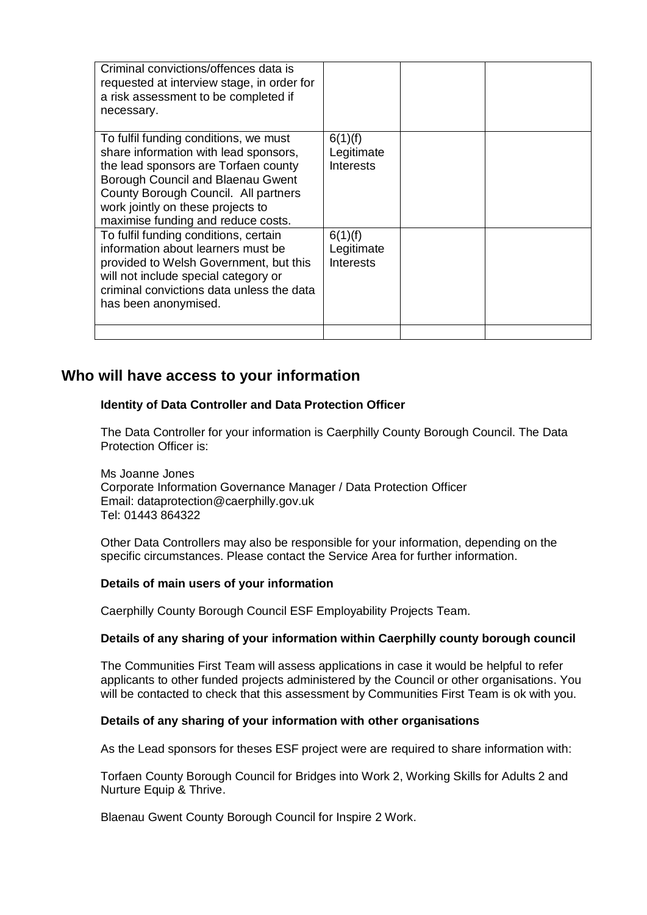| | | | |
|---|---|---|---|
| Criminal convictions/offences data is requested at interview stage, in order for a risk assessment to be completed if necessary. | | | |
| To fulfil funding conditions, we must share information with lead sponsors, the lead sponsors are Torfaen county Borough Council and Blaenau Gwent County Borough Council. All partners work jointly on these projects to maximise funding and reduce costs. | 6(1)(f) Legitimate Interests | | |
| To fulfil funding conditions, certain information about learners must be provided to Welsh Government, but this will not include special category or criminal convictions data unless the data has been anonymised. | 6(1)(f) Legitimate Interests | | |
| | | | |

## Who will have access to your information

**Identity of Data Controller and Data Protection Officer**

The Data Controller for your information is Caerphilly County Borough Council. The Data Protection Officer is:

Ms Joanne Jones
Corporate Information Governance Manager / Data Protection Officer
Email: dataprotection@caerphilly.gov.uk
Tel: 01443 864322

Other Data Controllers may also be responsible for your information, depending on the specific circumstances. Please contact the Service Area for further information.

**Details of main users of your information**

Caerphilly County Borough Council ESF Employability Projects Team.

**Details of any sharing of your information within Caerphilly county borough council**

The Communities First Team will assess applications in case it would be helpful to refer applicants to other funded projects administered by the Council or other organisations. You will be contacted to check that this assessment by Communities First Team is ok with you.

**Details of any sharing of your information with other organisations**

As the Lead sponsors for theses ESF project were are required to share information with:

Torfaen County Borough Council for Bridges into Work 2, Working Skills for Adults 2 and Nurture Equip & Thrive.

Blaenau Gwent County Borough Council for Inspire 2 Work.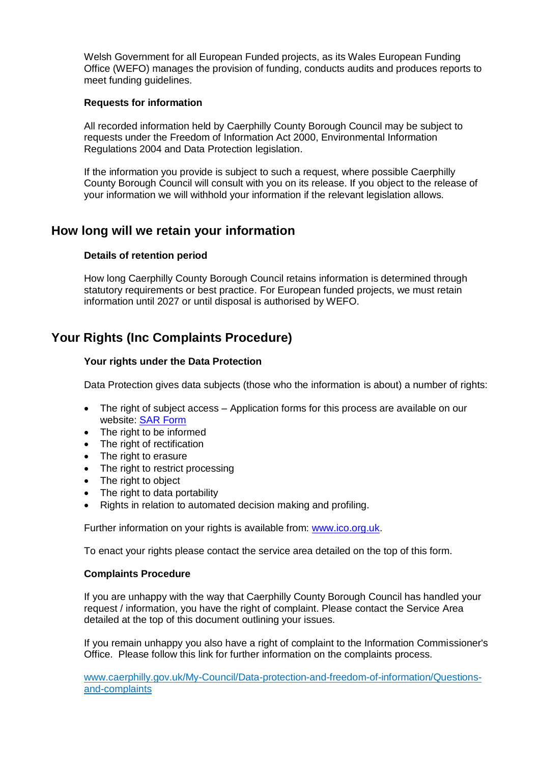Welsh Government for all European Funded projects, as its Wales European Funding Office (WEFO) manages the provision of funding, conducts audits and produces reports to meet funding guidelines.

**Requests for information**

All recorded information held by Caerphilly County Borough Council may be subject to requests under the Freedom of Information Act 2000, Environmental Information Regulations 2004 and Data Protection legislation.

If the information you provide is subject to such a request, where possible Caerphilly County Borough Council will consult with you on its release. If you object to the release of your information we will withhold your information if the relevant legislation allows.

## How long will we retain your information

**Details of retention period**

How long Caerphilly County Borough Council retains information is determined through statutory requirements or best practice. For European funded projects, we must retain information until 2027 or until disposal is authorised by WEFO.

## Your Rights (Inc Complaints Procedure)

**Your rights under the Data Protection**

Data Protection gives data subjects (those who the information is about) a number of rights:

- The right of subject access – Application forms for this process are available on our website: [SAR Form]
- The right to be informed
- The right of rectification
- The right to erasure
- The right to restrict processing
- The right to object
- The right to data portability
- Rights in relation to automated decision making and profiling.

Further information on your rights is available from: www.ico.org.uk.

To enact your rights please contact the service area detailed on the top of this form.

**Complaints Procedure**

If you are unhappy with the way that Caerphilly County Borough Council has handled your request / information, you have the right of complaint. Please contact the Service Area detailed at the top of this document outlining your issues.

If you remain unhappy you also have a right of complaint to the Information Commissioner's Office. Please follow this link for further information on the complaints process.

www.caerphilly.gov.uk/My-Council/Data-protection-and-freedom-of-information/Questions-and-complaints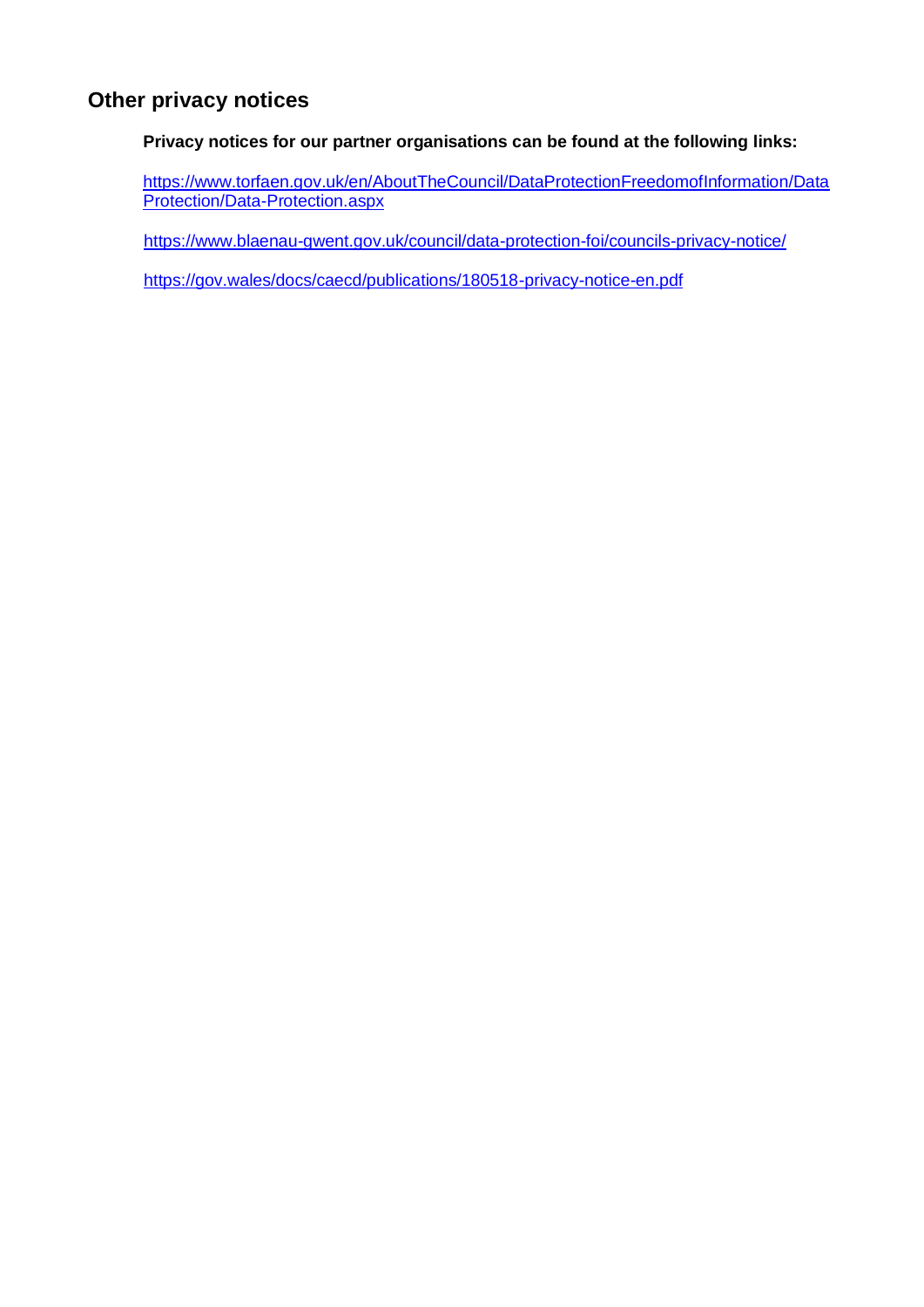## Other privacy notices

**Privacy notices for our partner organisations can be found at the following links:**

https://www.torfaen.gov.uk/en/AboutTheCouncil/DataProtectionFreedomofInformation/DataProtection/Data-Protection.aspx

https://www.blaenau-gwent.gov.uk/council/data-protection-foi/councils-privacy-notice/

https://gov.wales/docs/caecd/publications/180518-privacy-notice-en.pdf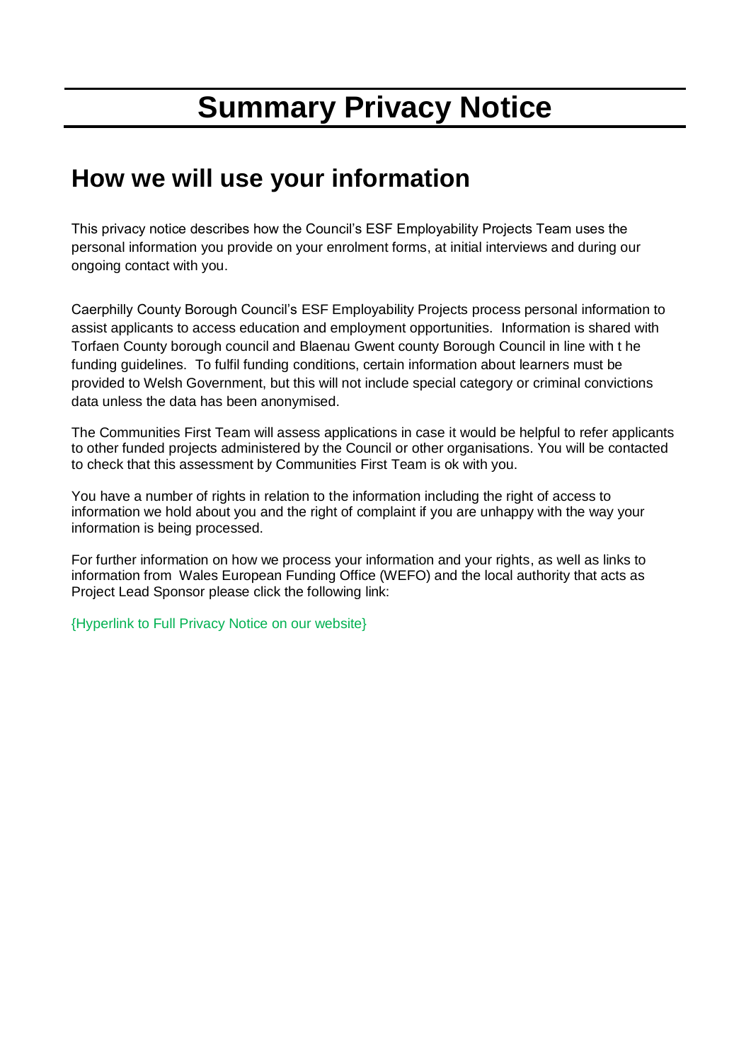# Summary Privacy Notice

## How we will use your information

This privacy notice describes how the Council's ESF Employability Projects Team uses the personal information you provide on your enrolment forms, at initial interviews and during our ongoing contact with you.

Caerphilly County Borough Council's ESF Employability Projects process personal information to assist applicants to access education and employment opportunities. Information is shared with Torfaen County borough council and Blaenau Gwent county Borough Council in line with t he funding guidelines. To fulfil funding conditions, certain information about learners must be provided to Welsh Government, but this will not include special category or criminal convictions data unless the data has been anonymised.

The Communities First Team will assess applications in case it would be helpful to refer applicants to other funded projects administered by the Council or other organisations. You will be contacted to check that this assessment by Communities First Team is ok with you.

You have a number of rights in relation to the information including the right of access to information we hold about you and the right of complaint if you are unhappy with the way your information is being processed.

For further information on how we process your information and your rights, as well as links to information from Wales European Funding Office (WEFO) and the local authority that acts as Project Lead Sponsor please click the following link:

{Hyperlink to Full Privacy Notice on our website}